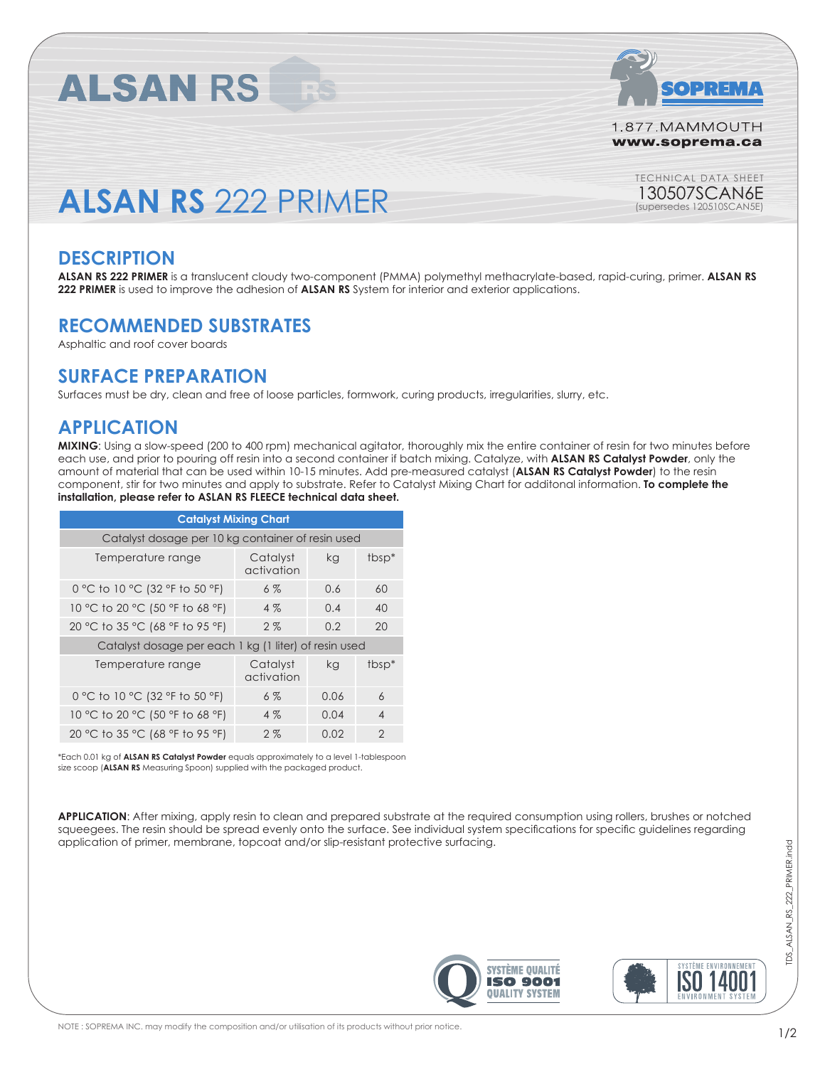# ALSAN RS

1.877.MAMMOUTH
www.soprema.ca

TECHNICAL DATA SHEET
130507SCAN6E
(supersedes 120510SCAN5E)

# ALSAN RS 222 PRIMER

## DESCRIPTION

**ALSAN RS 222 PRIMER** is a translucent cloudy two-component (PMMA) polymethyl methacrylate-based, rapid-curing, primer. **ALSAN RS 222 PRIMER** is used to improve the adhesion of **ALSAN RS** System for interior and exterior applications.

## RECOMMENDED SUBSTRATES

Asphaltic and roof cover boards

## SURFACE PREPARATION

Surfaces must be dry, clean and free of loose particles, formwork, curing products, irregularities, slurry, etc.

## APPLICATION

**MIXING**: Using a slow-speed (200 to 400 rpm) mechanical agitator, thoroughly mix the entire container of resin for two minutes before each use, and prior to pouring off resin into a second container if batch mixing. Catalyze, with **ALSAN RS Catalyst Powder**, only the amount of material that can be used within 10-15 minutes. Add pre-measured catalyst (**ALSAN RS Catalyst Powder**) to the resin component, stir for two minutes and apply to substrate. Refer to Catalyst Mixing Chart for additonal information. **To complete the installation, please refer to ASLAN RS FLEECE technical data sheet.**

| Catalyst Mixing Chart | | | |
|---|---|---|---|
| Catalyst dosage per 10 kg container of resin used | | | |
| Temperature range | Catalyst activation | kg | tbsp* |
| 0 °C to 10 °C (32 °F to 50 °F) | 6 % | 0.6 | 60 |
| 10 °C to 20 °C (50 °F to 68 °F) | 4 % | 0.4 | 40 |
| 20 °C to 35 °C (68 °F to 95 °F) | 2 % | 0.2 | 20 |
| Catalyst dosage per each 1 kg (1 liter) of resin used | | | |
| Temperature range | Catalyst activation | kg | tbsp* |
| 0 °C to 10 °C (32 °F to 50 °F) | 6 % | 0.06 | 6 |
| 10 °C to 20 °C (50 °F to 68 °F) | 4 % | 0.04 | 4 |
| 20 °C to 35 °C (68 °F to 95 °F) | 2 % | 0.02 | 2 |

*Each 0.01 kg of **ALSAN RS Catalyst Powder** equals approximately to a level 1-tablespoon size scoop (**ALSAN RS** Measuring Spoon) supplied with the packaged product.

**APPLICATION**: After mixing, apply resin to clean and prepared substrate at the required consumption using rollers, brushes or notched squeegees. The resin should be spread evenly onto the surface. See individual system specifications for specific guidelines regarding application of primer, membrane, topcoat and/or slip-resistant protective surfacing.

SYSTÈME QUALITÉ ISO 9001 QUALITY SYSTEM

SYSTÈME ENVIRONNEMENT ISO 14001 ENVIRONMENT SYSTEM

NOTE : SOPREMA INC. may modify the composition and/or utilisation of its products without prior notice.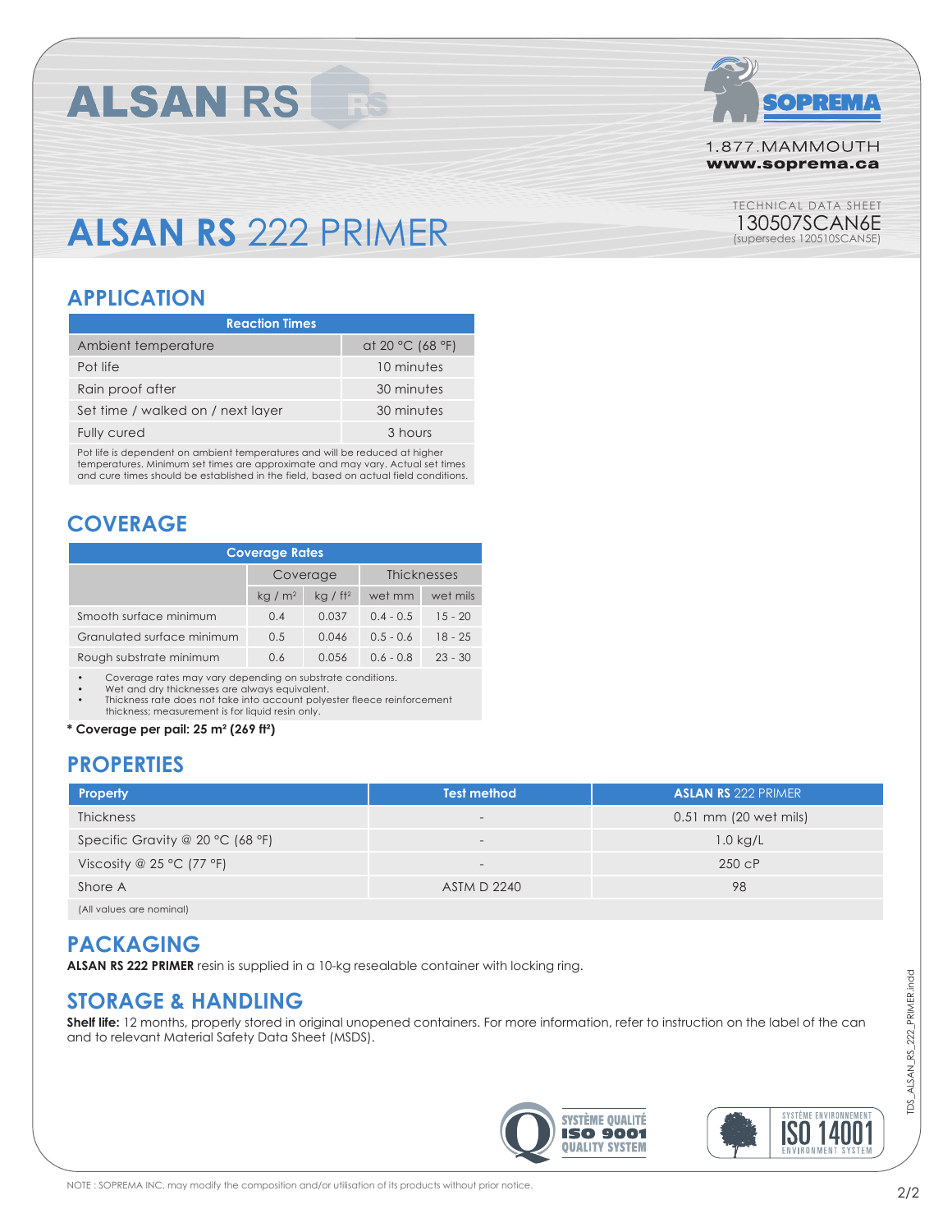# ALSAN RS

**SOPREMA**

1.877.MAMMOUTH
**www.soprema.ca**

TECHNICAL DATA SHEET
130507SCAN6E
(supersedes 120510SCAN5E)

# ALSAN RS 222 PRIMER

## APPLICATION

| Reaction Times | |
|---|---|
| Ambient temperature | at 20 °C (68 °F) |
| Pot life | 10 minutes |
| Rain proof after | 30 minutes |
| Set time / walked on / next layer | 30 minutes |
| Fully cured | 3 hours |

Pot life is dependent on ambient temperatures and will be reduced at higher temperatures. Minimum set times are approximate and may vary. Actual set times and cure times should be established in the field, based on actual field conditions.

## COVERAGE

| Coverage Rates | | | | |
|---|---|---|---|---|
| | Coverage | | Thicknesses | |
| | kg / m² | kg / ft² | wet mm | wet mils |
| Smooth surface minimum | 0.4 | 0.037 | 0.4 - 0.5 | 15 - 20 |
| Granulated surface minimum | 0.5 | 0.046 | 0.5 - 0.6 | 18 - 25 |
| Rough substrate minimum | 0.6 | 0.056 | 0.6 - 0.8 | 23 - 30 |

- Coverage rates may vary depending on substrate conditions.
- Wet and dry thicknesses are always equivalent.
- Thickness rate does not take into account polyester fleece reinforcement thickness; measurement is for liquid resin only.

**\* Coverage per pail: 25 m² (269 ft²)**

## PROPERTIES

| Property | Test method | ASLAN RS 222 PRIMER |
|---|---|---|
| Thickness | - | 0.51 mm (20 wet mils) |
| Specific Gravity @ 20 °C (68 °F) | - | 1.0 kg/L |
| Viscosity @ 25 °C (77 °F) | - | 250 cP |
| Shore A | ASTM D 2240 | 98 |

(All values are nominal)

## PACKAGING

**ALSAN RS 222 PRIMER** resin is supplied in a 10-kg resealable container with locking ring.

## STORAGE & HANDLING

**Shelf life:** 12 months, properly stored in original unopened containers. For more information, refer to instruction on the label of the can and to relevant Material Safety Data Sheet (MSDS).

SYSTÈME QUALITÉ ISO 9001 QUALITY SYSTEM

SYSTÈME ENVIRONNEMENT ISO 14001 ENVIRONMENT SYSTEM

NOTE : SOPREMA INC. may modify the composition and/or utilisation of its products without prior notice.